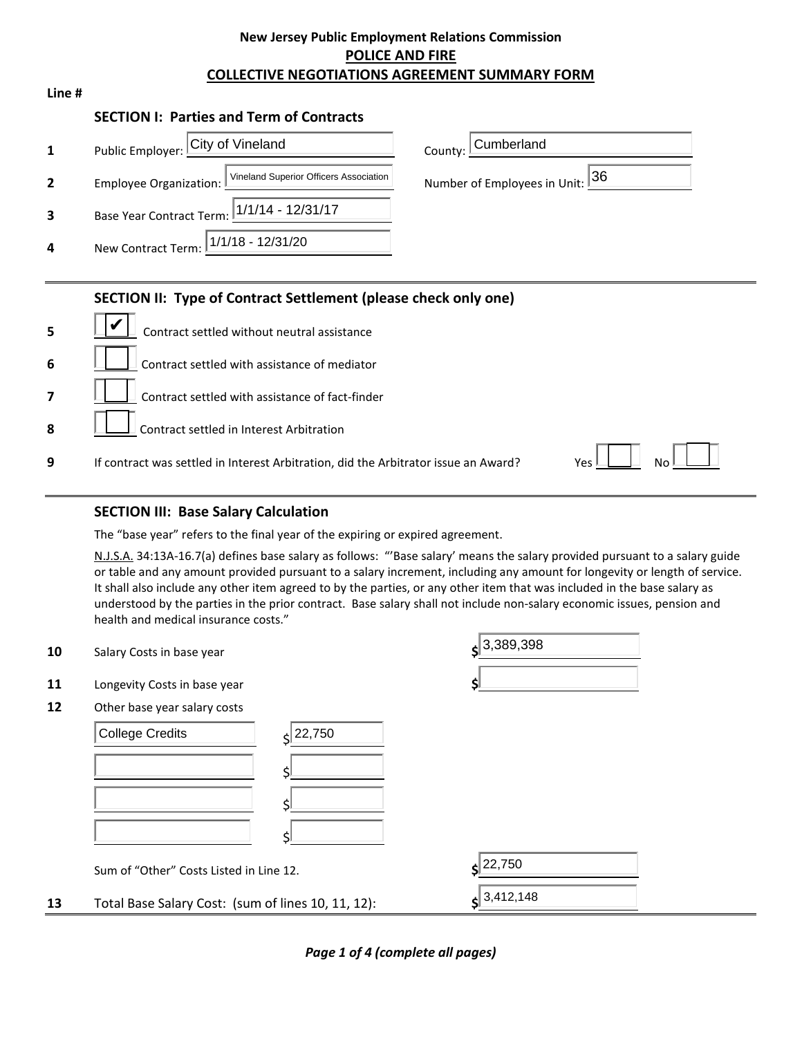# New Jersey Public Employment Relations Commission

## POLICE AND FIRE

## COLLECTIVE NEGOTIATIONS AGREEMENT SUMMARY FORM

**Line #**

### SECTION I: Parties and Term of Contracts

| Line # | Field | Value | Field | Value |
|---|---|---|---|---|
| 1 | Public Employer: | City of Vineland | County: | Cumberland |
| 2 | Employee Organization: | Vineland Superior Officers Association | Number of Employees in Unit: | 36 |
| 3 | Base Year Contract Term: | 1/1/14 - 12/31/17 | | |
| 4 | New Contract Term: | 1/1/18 - 12/31/20 | | |

### SECTION II: Type of Contract Settlement (please check only one)

| Line # | Checked | Type |
|---|---|---|
| 5 | ✔ | Contract settled without neutral assistance |
| 6 | ☐ | Contract settled with assistance of mediator |
| 7 | ☐ | Contract settled with assistance of fact-finder |
| 8 | ☐ | Contract settled in Interest Arbitration |

**9** If contract was settled in Interest Arbitration, did the Arbitrator issue an Award? Yes ☐ No ☐

### SECTION III: Base Salary Calculation

The "base year" refers to the final year of the expiring or expired agreement.

N.J.S.A. 34:13A-16.7(a) defines base salary as follows: "'Base salary' means the salary provided pursuant to a salary guide or table and any amount provided pursuant to a salary increment, including any amount for longevity or length of service. It shall also include any other item agreed to by the parties, or any other item that was included in the base salary as understood by the parties in the prior contract. Base salary shall not include non-salary economic issues, pension and health and medical insurance costs."

| Line # | Item | Amount |
|---|---|---|
| 10 | Salary Costs in base year | $3,389,398 |
| 11 | Longevity Costs in base year | $ |
| 12 | Other base year salary costs | |
| | College Credits | $22,750 |
| | | $ |
| | | $ |
| | | $ |
| | Sum of "Other" Costs Listed in Line 12. | $22,750 |
| 13 | Total Base Salary Cost: (sum of lines 10, 11, 12): | $3,412,148 |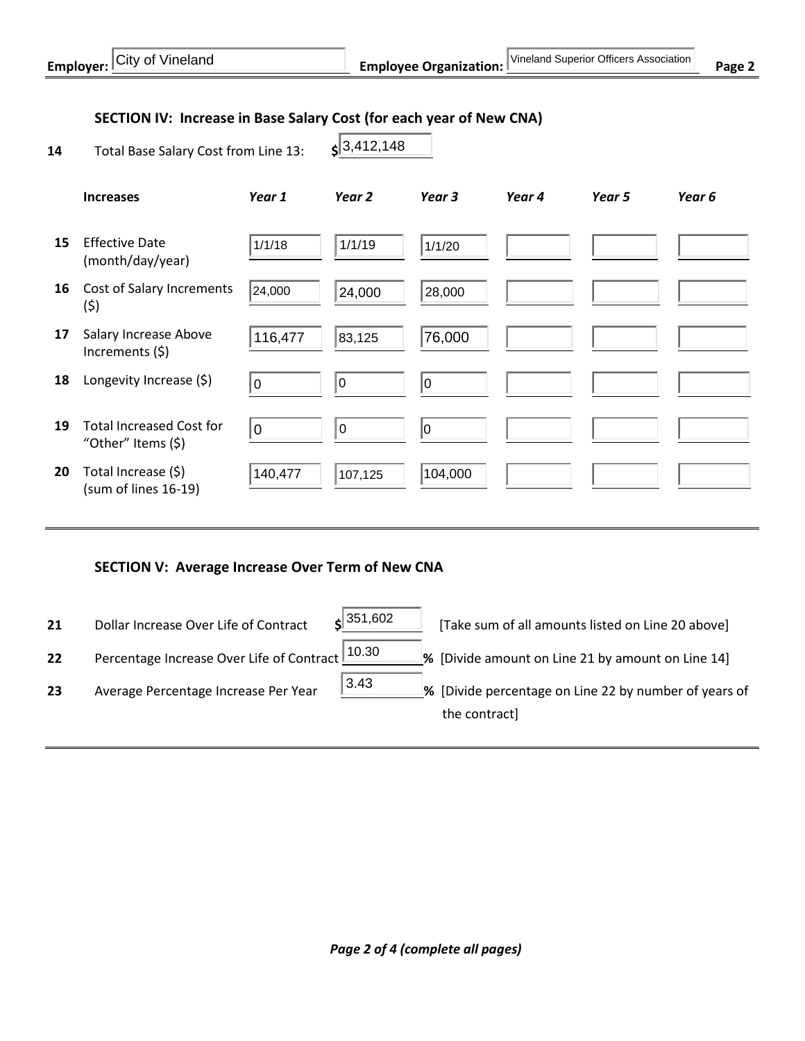**Employer:** City of Vineland **Employee Organization:** Vineland Superior Officers Association **Page 2**

## SECTION IV: Increase in Base Salary Cost (for each year of New CNA)

**14** Total Base Salary Cost from Line 13: **$** 3,412,148

| | **Increases** | ***Year 1*** | ***Year 2*** | ***Year 3*** | ***Year 4*** | ***Year 5*** | ***Year 6*** |
|---|---|---|---|---|---|---|---|
| **15** | Effective Date (month/day/year) | 1/1/18 | 1/1/19 | 1/1/20 | | | |
| **16** | Cost of Salary Increments ($) | 24,000 | 24,000 | 28,000 | | | |
| **17** | Salary Increase Above Increments ($) | 116,477 | 83,125 | 76,000 | | | |
| **18** | Longevity Increase ($) | 0 | 0 | 0 | | | |
| **19** | Total Increased Cost for "Other" Items ($) | 0 | 0 | 0 | | | |
| **20** | Total Increase ($) (sum of lines 16-19) | 140,477 | 107,125 | 104,000 | | | |

## SECTION V: Average Increase Over Term of New CNA

**21** Dollar Increase Over Life of Contract **$** 351,602 [Take sum of all amounts listed on Line 20 above]

**22** Percentage Increase Over Life of Contract 10.30 **%** [Divide amount on Line 21 by amount on Line 14]

**23** Average Percentage Increase Per Year 3.43 **%** [Divide percentage on Line 22 by number of years of the contract]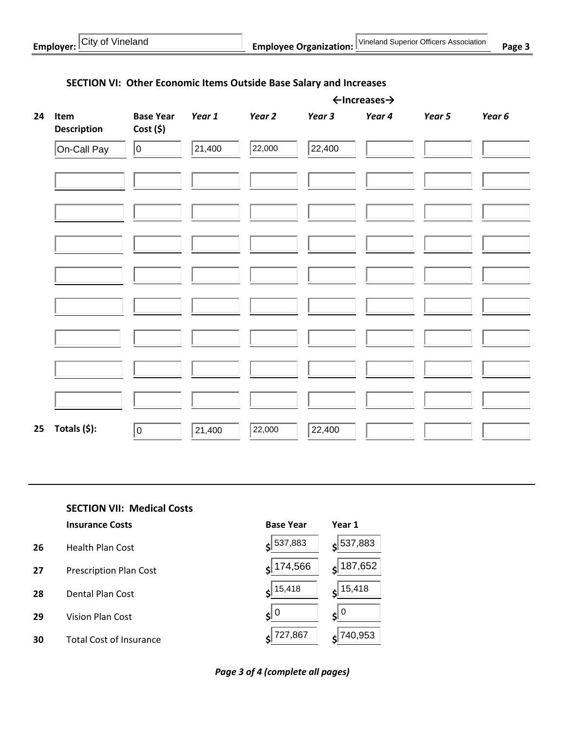**Employer:** City of Vineland **Employee Organization:** Vineland Superior Officers Association

## SECTION VI: Other Economic Items Outside Base Salary and Increases

| 24 | Item Description | Base Year Cost ($) | Year 1 | Year 2 | Year 3 | Year 4 | Year 5 | Year 6 |
|---|---|---|---|---|---|---|---|---|
| | | | ←Increases→ | | | | | |
| | On-Call Pay | 0 | 21,400 | 22,000 | 22,400 | | | |
| | | | | | | | | |
| | | | | | | | | |
| | | | | | | | | |
| | | | | | | | | |
| | | | | | | | | |
| | | | | | | | | |
| | | | | | | | | |
| | | | | | | | | |
| 25 | Totals ($): | 0 | 21,400 | 22,000 | 22,400 | | | |

## SECTION VII: Medical Costs

| | Insurance Costs | Base Year | Year 1 |
|---|---|---|---|
| 26 | Health Plan Cost | $ 537,883 | $ 537,883 |
| 27 | Prescription Plan Cost | $ 174,566 | $ 187,652 |
| 28 | Dental Plan Cost | $ 15,418 | $ 15,418 |
| 29 | Vision Plan Cost | $ 0 | $ 0 |
| 30 | Total Cost of Insurance | $ 727,867 | $ 740,953 |

*Page 3 of 4 (complete all pages)*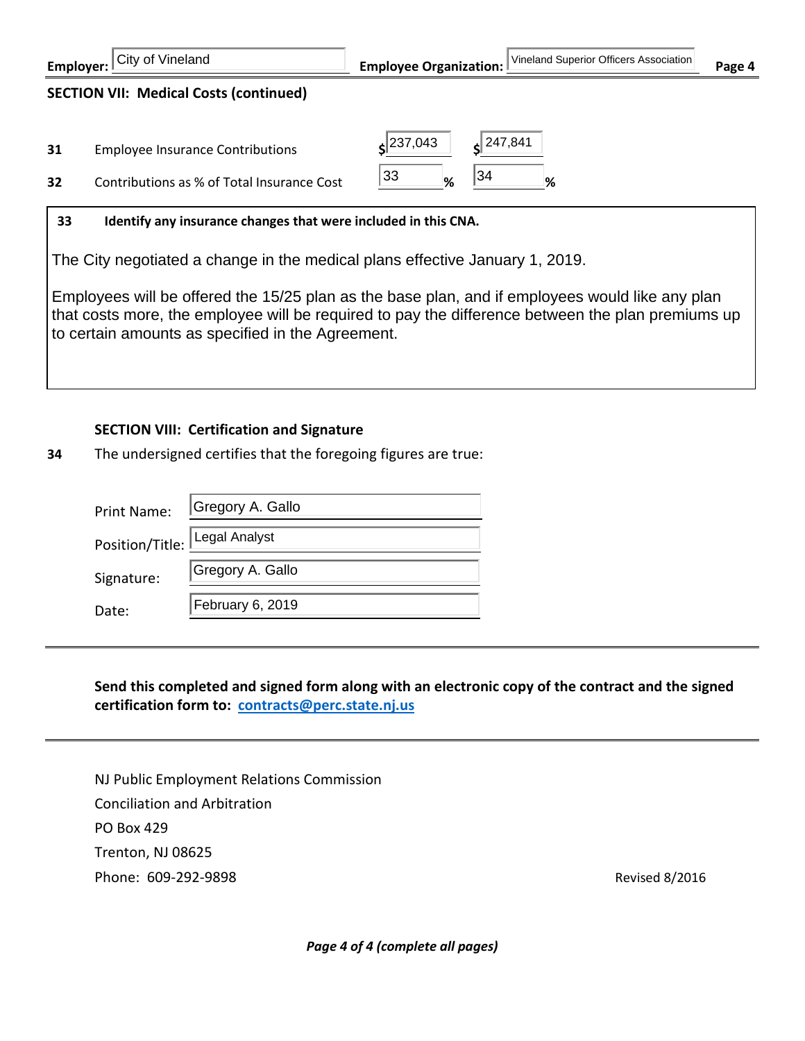**Employer:** City of Vineland **Employee Organization:** Vineland Superior Officers Association **Page 4**

## SECTION VII: Medical Costs (continued)

| | | | |
|---|---|---|---|
| 31 | Employee Insurance Contributions | $237,043 | $247,841 |
| 32 | Contributions as % of Total Insurance Cost | 33 % | 34 % |

**33 Identify any insurance changes that were included in this CNA.**

The City negotiated a change in the medical plans effective January 1, 2019.

Employees will be offered the 15/25 plan as the base plan, and if employees would like any plan that costs more, the employee will be required to pay the difference between the plan premiums up to certain amounts as specified in the Agreement.

## SECTION VIII: Certification and Signature

**34** The undersigned certifies that the foregoing figures are true:

Print Name: Gregory A. Gallo

Position/Title: Legal Analyst

Signature: Gregory A. Gallo

Date: February 6, 2019

---

**Send this completed and signed form along with an electronic copy of the contract and the signed certification form to: contracts@perc.state.nj.us**

---

NJ Public Employment Relations Commission
Conciliation and Arbitration
PO Box 429
Trenton, NJ 08625
Phone: 609-292-9898

Revised 8/2016

*Page 4 of 4 (complete all pages)*